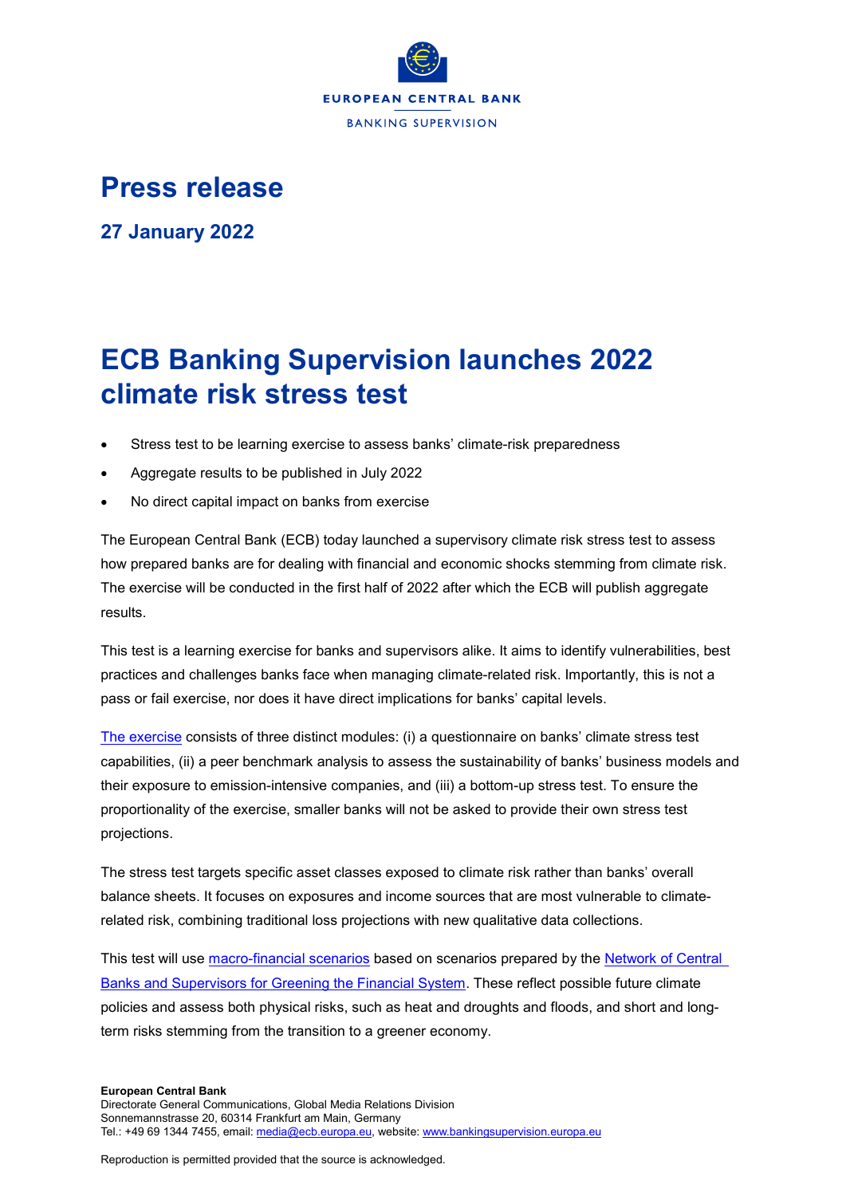EUROPEAN CENTRAL BANK

BANKING SUPERVISION

# Press release

## 27 January 2022

# ECB Banking Supervision launches 2022 climate risk stress test

- Stress test to be learning exercise to assess banks' climate-risk preparedness
- Aggregate results to be published in July 2022
- No direct capital impact on banks from exercise

The European Central Bank (ECB) today launched a supervisory climate risk stress test to assess how prepared banks are for dealing with financial and economic shocks stemming from climate risk. The exercise will be conducted in the first half of 2022 after which the ECB will publish aggregate results.

This test is a learning exercise for banks and supervisors alike. It aims to identify vulnerabilities, best practices and challenges banks face when managing climate-related risk. Importantly, this is not a pass or fail exercise, nor does it have direct implications for banks' capital levels.

The exercise consists of three distinct modules: (i) a questionnaire on banks' climate stress test capabilities, (ii) a peer benchmark analysis to assess the sustainability of banks' business models and their exposure to emission-intensive companies, and (iii) a bottom-up stress test. To ensure the proportionality of the exercise, smaller banks will not be asked to provide their own stress test projections.

The stress test targets specific asset classes exposed to climate risk rather than banks' overall balance sheets. It focuses on exposures and income sources that are most vulnerable to climate-related risk, combining traditional loss projections with new qualitative data collections.

This test will use macro-financial scenarios based on scenarios prepared by the Network of Central Banks and Supervisors for Greening the Financial System. These reflect possible future climate policies and assess both physical risks, such as heat and droughts and floods, and short and long-term risks stemming from the transition to a greener economy.

**European Central Bank**
Directorate General Communications, Global Media Relations Division
Sonnemannstrasse 20, 60314 Frankfurt am Main, Germany
Tel.: +49 69 1344 7455, email: media@ecb.europa.eu, website: www.bankingsupervision.europa.eu

Reproduction is permitted provided that the source is acknowledged.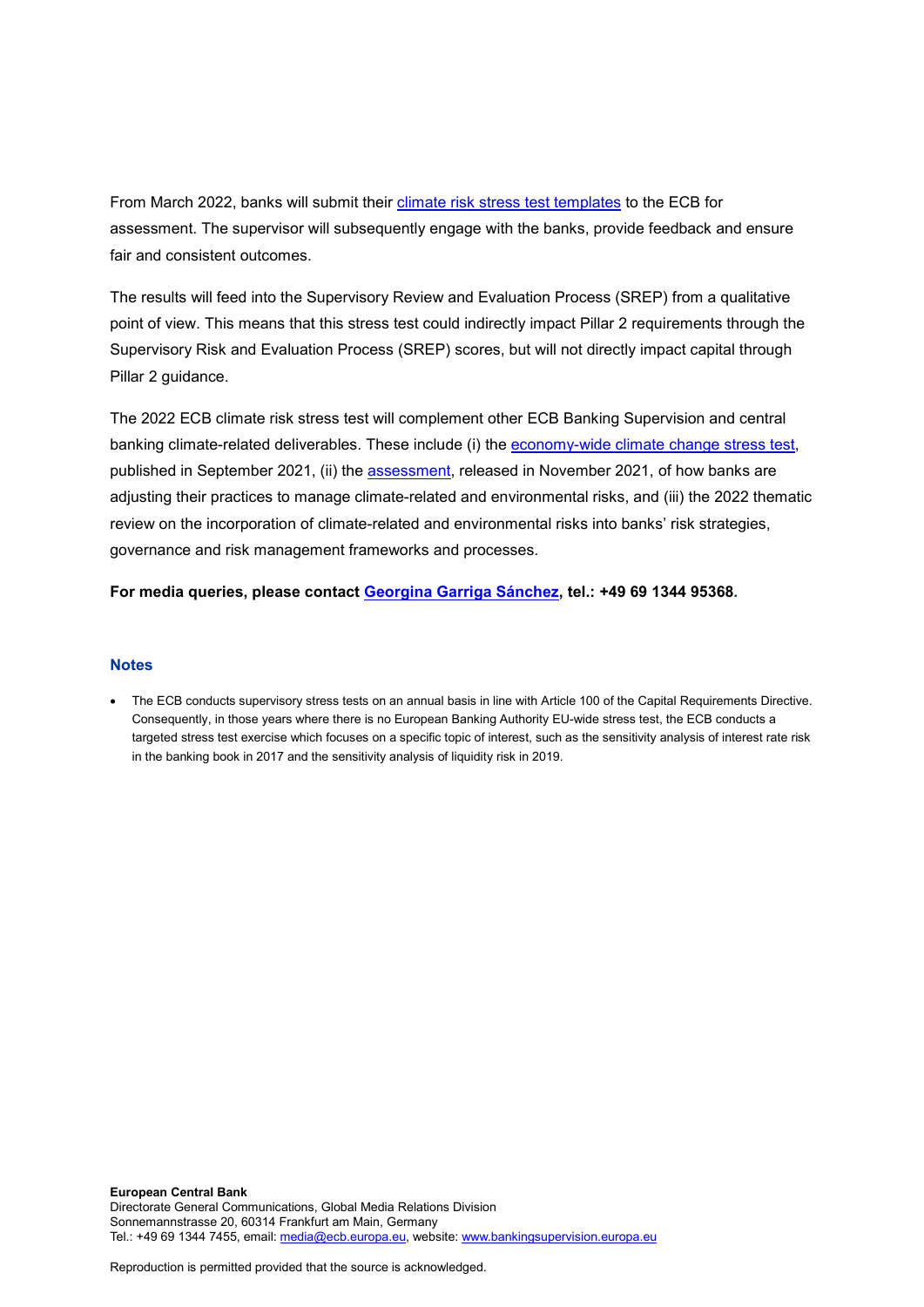From March 2022, banks will submit their climate risk stress test templates to the ECB for assessment. The supervisor will subsequently engage with the banks, provide feedback and ensure fair and consistent outcomes.

The results will feed into the Supervisory Review and Evaluation Process (SREP) from a qualitative point of view. This means that this stress test could indirectly impact Pillar 2 requirements through the Supervisory Risk and Evaluation Process (SREP) scores, but will not directly impact capital through Pillar 2 guidance.

The 2022 ECB climate risk stress test will complement other ECB Banking Supervision and central banking climate-related deliverables. These include (i) the economy-wide climate change stress test, published in September 2021, (ii) the assessment, released in November 2021, of how banks are adjusting their practices to manage climate-related and environmental risks, and (iii) the 2022 thematic review on the incorporation of climate-related and environmental risks into banks' risk strategies, governance and risk management frameworks and processes.

**For media queries, please contact Georgina Garriga Sánchez, tel.: +49 69 1344 95368.**

### Notes

- The ECB conducts supervisory stress tests on an annual basis in line with Article 100 of the Capital Requirements Directive. Consequently, in those years where there is no European Banking Authority EU-wide stress test, the ECB conducts a targeted stress test exercise which focuses on a specific topic of interest, such as the sensitivity analysis of interest rate risk in the banking book in 2017 and the sensitivity analysis of liquidity risk in 2019.

**European Central Bank**
Directorate General Communications, Global Media Relations Division
Sonnemannstrasse 20, 60314 Frankfurt am Main, Germany
Tel.: +49 69 1344 7455, email: media@ecb.europa.eu, website: www.bankingsupervision.europa.eu

Reproduction is permitted provided that the source is acknowledged.